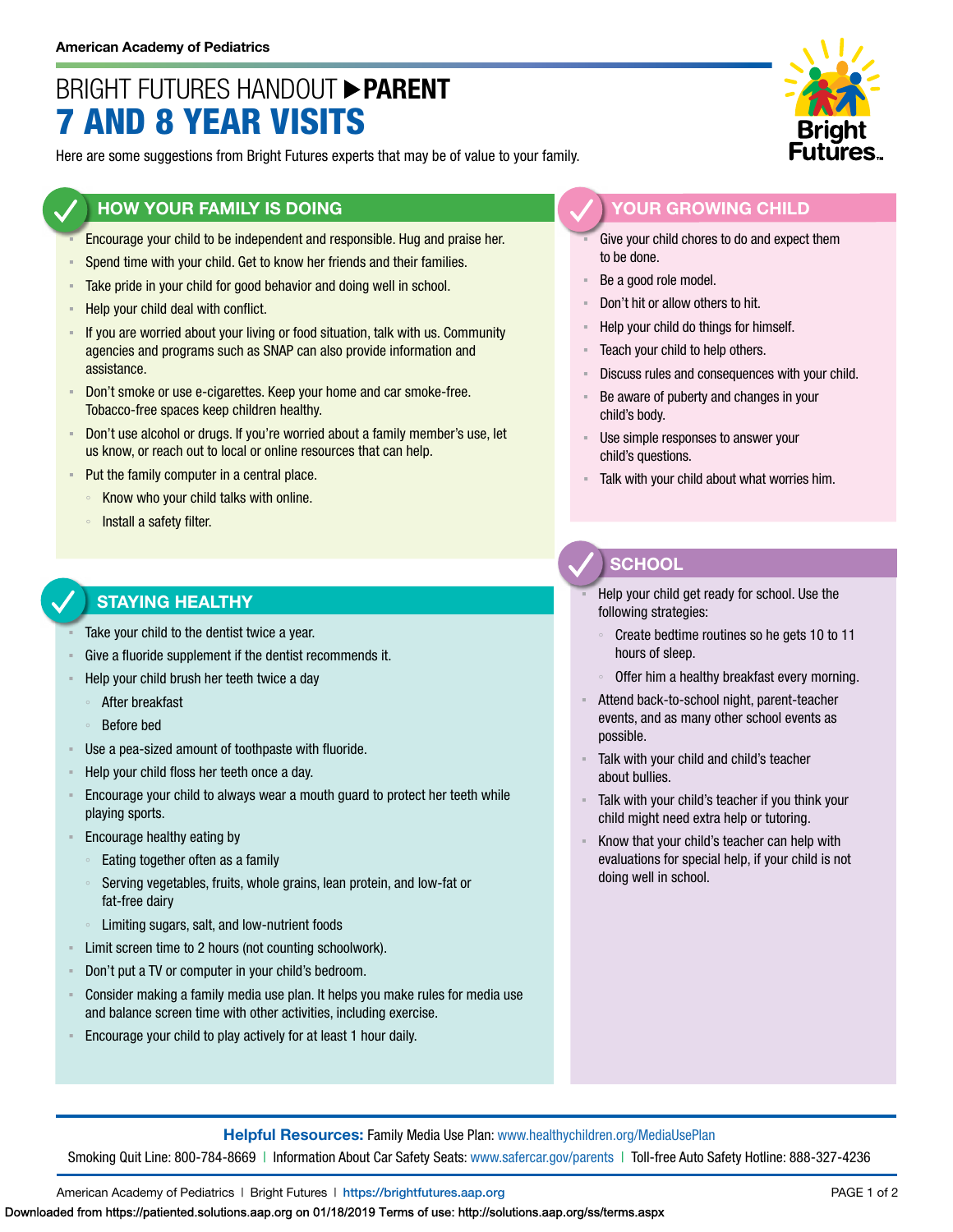American Academy of Pediatrics

# BRIGHT FUTURES HANDOUT ▶ PARENT
# 7 AND 8 YEAR VISITS

Here are some suggestions from Bright Futures experts that may be of value to your family.

## HOW YOUR FAMILY IS DOING

- Encourage your child to be independent and responsible. Hug and praise her.
- Spend time with your child. Get to know her friends and their families.
- Take pride in your child for good behavior and doing well in school.
- Help your child deal with conflict.
- If you are worried about your living or food situation, talk with us. Community agencies and programs such as SNAP can also provide information and assistance.
- Don't smoke or use e-cigarettes. Keep your home and car smoke-free. Tobacco-free spaces keep children healthy.
- Don't use alcohol or drugs. If you're worried about a family member's use, let us know, or reach out to local or online resources that can help.
- Put the family computer in a central place.
  - Know who your child talks with online.
  - Install a safety filter.

## STAYING HEALTHY

- Take your child to the dentist twice a year.
- Give a fluoride supplement if the dentist recommends it.
- Help your child brush her teeth twice a day
  - After breakfast
  - Before bed
- Use a pea-sized amount of toothpaste with fluoride.
- Help your child floss her teeth once a day.
- Encourage your child to always wear a mouth guard to protect her teeth while playing sports.
- Encourage healthy eating by
  - Eating together often as a family
  - Serving vegetables, fruits, whole grains, lean protein, and low-fat or fat-free dairy
  - Limiting sugars, salt, and low-nutrient foods
- Limit screen time to 2 hours (not counting schoolwork).
- Don't put a TV or computer in your child's bedroom.
- Consider making a family media use plan. It helps you make rules for media use and balance screen time with other activities, including exercise.
- Encourage your child to play actively for at least 1 hour daily.

## YOUR GROWING CHILD

- Give your child chores to do and expect them to be done.
- Be a good role model.
- Don't hit or allow others to hit.
- Help your child do things for himself.
- Teach your child to help others.
- Discuss rules and consequences with your child.
- Be aware of puberty and changes in your child's body.
- Use simple responses to answer your child's questions.
- Talk with your child about what worries him.

## SCHOOL

- Help your child get ready for school. Use the following strategies:
  - Create bedtime routines so he gets 10 to 11 hours of sleep.
  - Offer him a healthy breakfast every morning.
- Attend back-to-school night, parent-teacher events, and as many other school events as possible.
- Talk with your child and child's teacher about bullies.
- Talk with your child's teacher if you think your child might need extra help or tutoring.
- Know that your child's teacher can help with evaluations for special help, if your child is not doing well in school.

**Helpful Resources:** Family Media Use Plan: www.healthychildren.org/MediaUsePlan

Smoking Quit Line: 800-784-8669 | Information About Car Safety Seats: www.safercar.gov/parents | Toll-free Auto Safety Hotline: 888-327-4236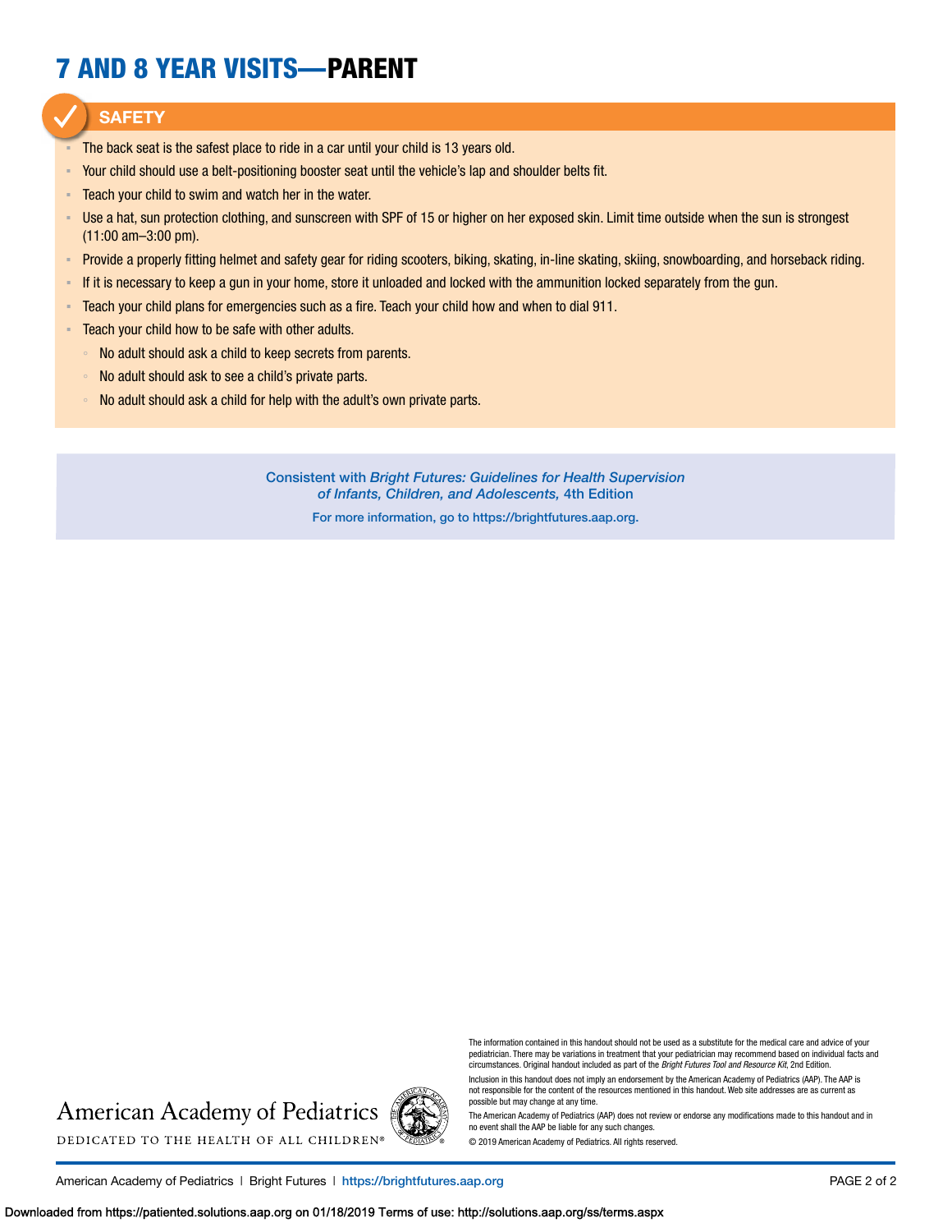# 7 AND 8 YEAR VISITS—PARENT

## SAFETY

- The back seat is the safest place to ride in a car until your child is 13 years old.
- Your child should use a belt-positioning booster seat until the vehicle's lap and shoulder belts fit.
- Teach your child to swim and watch her in the water.
- Use a hat, sun protection clothing, and sunscreen with SPF of 15 or higher on her exposed skin. Limit time outside when the sun is strongest (11:00 am–3:00 pm).
- Provide a properly fitting helmet and safety gear for riding scooters, biking, skating, in-line skating, skiing, snowboarding, and horseback riding.
- If it is necessary to keep a gun in your home, store it unloaded and locked with the ammunition locked separately from the gun.
- Teach your child plans for emergencies such as a fire. Teach your child how and when to dial 911.
- Teach your child how to be safe with other adults.
  - No adult should ask a child to keep secrets from parents.
  - No adult should ask to see a child's private parts.
  - No adult should ask a child for help with the adult's own private parts.

Consistent with *Bright Futures: Guidelines for Health Supervision of Infants, Children, and Adolescents,* 4th Edition

For more information, go to https://brightfutures.aap.org.

American Academy of Pediatrics

DEDICATED TO THE HEALTH OF ALL CHILDREN®

The information contained in this handout should not be used as a substitute for the medical care and advice of your pediatrician. There may be variations in treatment that your pediatrician may recommend based on individual facts and circumstances. Original handout included as part of the *Bright Futures Tool and Resource Kit,* 2nd Edition.

Inclusion in this handout does not imply an endorsement by the American Academy of Pediatrics (AAP). The AAP is not responsible for the content of the resources mentioned in this handout. Web site addresses are as current as possible but may change at any time.

The American Academy of Pediatrics (AAP) does not review or endorse any modifications made to this handout and in no event shall the AAP be liable for any such changes.

© 2019 American Academy of Pediatrics. All rights reserved.

Downloaded from https://patiented.solutions.aap.org on 01/18/2019 Terms of use: http://solutions.aap.org/ss/terms.aspx